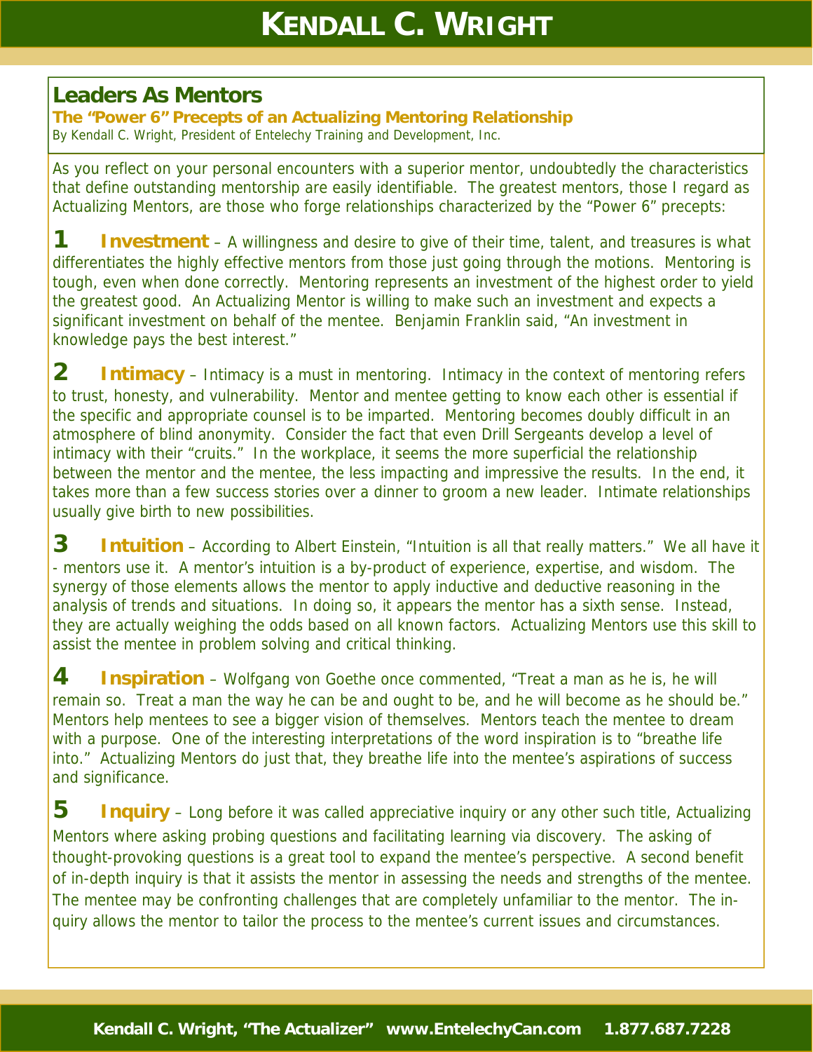## Leaders As Mentors

**The "Power 6" Precepts of an Actualizing Mentoring Relationship**

By Kendall C. Wright, President of Entelechy Training and Development, Inc.

As you reflect on your personal encounters with a superior mentor, undoubtedly the characteristics that define outstanding mentorship are easily identifiable. The greatest mentors, those I regard as Actualizing Mentors, are those who forge relationships characterized by the "Power 6" precepts:

**1 Investment** – A willingness and desire to give of their time, talent, and treasures is what differentiates the highly effective mentors from those just going through the motions. Mentoring is tough, even when done correctly. Mentoring represents an investment of the highest order to yield the greatest good. An Actualizing Mentor is willing to make such an investment and expects a significant investment on behalf of the mentee. Benjamin Franklin said, "An investment in knowledge pays the best interest."

**2 Intimacy** – Intimacy is a must in mentoring. Intimacy in the context of mentoring refers to trust, honesty, and vulnerability. Mentor and mentee getting to know each other is essential if the specific and appropriate counsel is to be imparted. Mentoring becomes doubly difficult in an atmosphere of blind anonymity. Consider the fact that even Drill Sergeants develop a level of intimacy with their "cruits." In the workplace, it seems the more superficial the relationship between the mentor and the mentee, the less impacting and impressive the results. In the end, it takes more than a few success stories over a dinner to groom a new leader. Intimate relationships usually give birth to new possibilities.

**3 Intuition** – According to Albert Einstein, "Intuition is all that really matters." We all have it - mentors use it. A mentor's intuition is a by-product of experience, expertise, and wisdom. The synergy of those elements allows the mentor to apply inductive and deductive reasoning in the analysis of trends and situations. In doing so, it appears the mentor has a sixth sense. Instead, they are actually weighing the odds based on all known factors. Actualizing Mentors use this skill to assist the mentee in problem solving and critical thinking.

**4 Inspiration** – Wolfgang von Goethe once commented, "Treat a man as he is, he will remain so. Treat a man the way he can be and ought to be, and he will become as he should be." Mentors help mentees to see a bigger vision of themselves. Mentors teach the mentee to dream with a purpose. One of the interesting interpretations of the word inspiration is to "breathe life into." Actualizing Mentors do just that, they breathe life into the mentee's aspirations of success and significance.

**5 Inquiry** – Long before it was called appreciative inquiry or any other such title, Actualizing Mentors where asking probing questions and facilitating learning via discovery. The asking of thought-provoking questions is a great tool to expand the mentee's perspective. A second benefit of in-depth inquiry is that it assists the mentor in assessing the needs and strengths of the mentee. The mentee may be confronting challenges that are completely unfamiliar to the mentor. The in-quiry allows the mentor to tailor the process to the mentee's current issues and circumstances.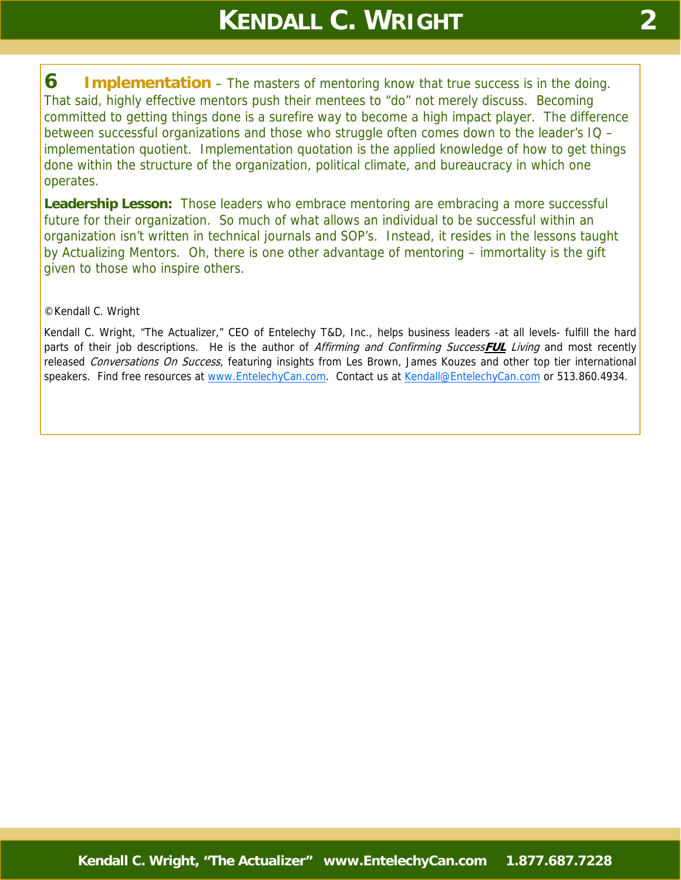**6 Implementation** – The masters of mentoring know that true success is in the doing. That said, highly effective mentors push their mentees to "do" not merely discuss. Becoming committed to getting things done is a surefire way to become a high impact player. The difference between successful organizations and those who struggle often comes down to the leader's IQ – implementation quotient. Implementation quotation is the applied knowledge of how to get things done within the structure of the organization, political climate, and bureaucracy in which one operates.

**Leadership Lesson:** Those leaders who embrace mentoring are embracing a more successful future for their organization. So much of what allows an individual to be successful within an organization isn't written in technical journals and SOP's. Instead, it resides in the lessons taught by Actualizing Mentors. Oh, there is one other advantage of mentoring – immortality is the gift given to those who inspire others.

©Kendall C. Wright

Kendall C. Wright, "The Actualizer," CEO of Entelechy T&D, Inc., helps business leaders -at all levels- fulfill the hard parts of their job descriptions. He is the author of *Affirming and Confirming Success**FUL** Living* and most recently released *Conversations On Success*, featuring insights from Les Brown, James Kouzes and other top tier international speakers. Find free resources at www.EntelechyCan.com. Contact us at Kendall@EntelechyCan.com or 513.860.4934.